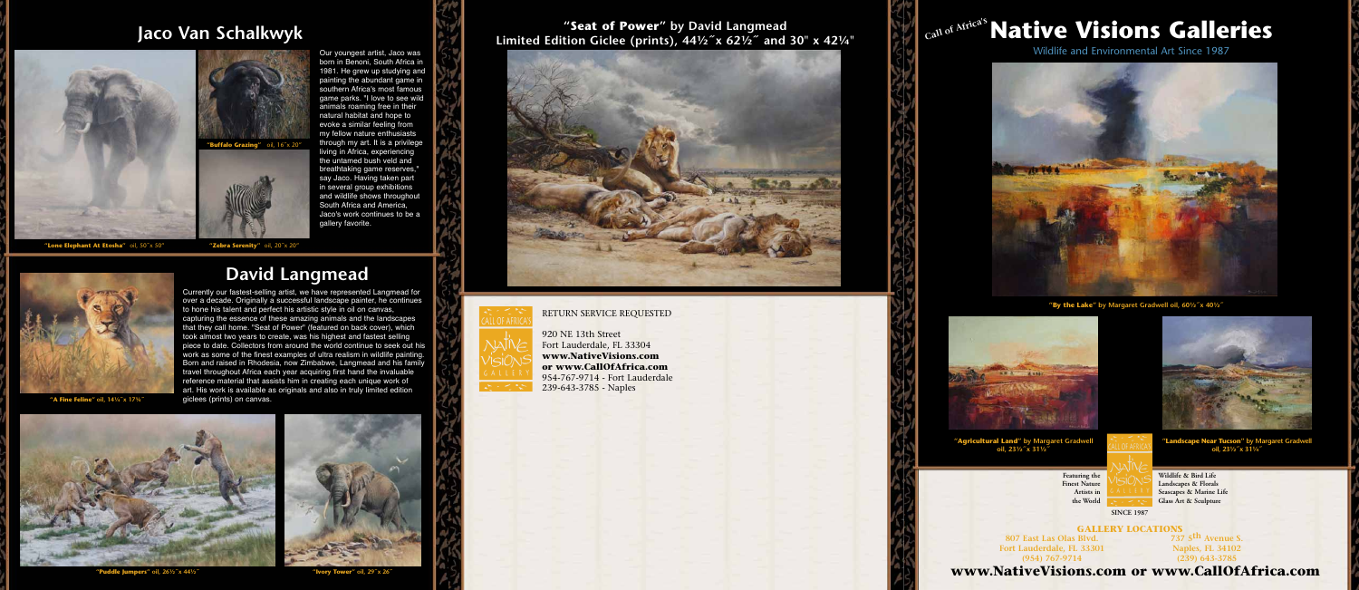## Jaco Van Schalkwyk

"Lone Elephant At Etosha" oil, 50˝x 50˝

"Buffalo Grazing" oil, 16˝x 20˝

"Zebra Serenity" oil, 20˝x 20˝

Our youngest artist, Jaco was born in Benoni, South Africa in 1981. He grew up studying and painting the abundant game in southern Africa's most famous game parks. "I love to see wild animals roaming free in their natural habitat and hope to evoke a similar feeling from my fellow nature enthusiasts through my art. It is a privilege living in Africa, experiencing the untamed bush veld and breathtaking game reserves," say Jaco. Having taken part in several group exhibitions and wildlife shows throughout South Africa and America, Jaco's work continues to be a gallery favorite.

## David Langmead

"A Fine Feline" oil, 14⅛˝x 17⅞˝

Currently our fastest-selling artist, we have represented Langmead for over a decade. Originally a successful landscape painter, he continues to hone his talent and perfect his artistic style in oil on canvas, capturing the essence of these amazing animals and the landscapes that they call home. "Seat of Power" (featured on back cover), which took almost two years to create, was his highest and fastest selling piece to date. Collectors from around the world continue to seek out his work as some of the finest examples of ultra realism in wildlife painting. Born and raised in Rhodesia, now Zimbabwe, Langmead and his family travel throughout Africa each year acquiring first hand the invaluable reference material that assists him in creating each unique work of art. His work is available as originals and also in truly limited edition giclees (prints) on canvas.

"Puddle Jumpers" oil, 26½˝x 44½˝

"Ivory Tower" oil, 29˝x 26˝

## "Seat of Power" by David Langmead
### Limited Edition Giclee (prints), 44½˝x 62½˝ and 30" x 42¼"

RETURN SERVICE REQUESTED

920 NE 13th Street
Fort Lauderdale, FL 33304
**www.NativeVisions.com**
**or www.CallOfAfrica.com**
954-767-9714 - Fort Lauderdale
239-643-3785 - Naples

# Call of Africa's Native Visions Galleries

Wildlife and Environmental Art Since 1987

"By the Lake" by Margaret Gradwell oil, 60½˝x 40½˝

"Agricultural Land" by Margaret Gradwell oil, 23½˝x 31½˝

"Landscape Near Tucson" by Margaret Gradwell oil, 23½˝x 31¼˝

Featuring the Finest Nature Artists in the World

Wildlife & Bird Life
Landscapes & Florals
Seascapes & Marine Life
Glass Art & Sculpture

SINCE 1987

**GALLERY LOCATIONS**

807 East Las Olas Blvd.
Fort Lauderdale, FL 33301
(954) 767-9714

737 5th Avenue S.
Naples, FL 34102
(239) 643-3785

**www.NativeVisions.com or www.CallOfAfrica.com**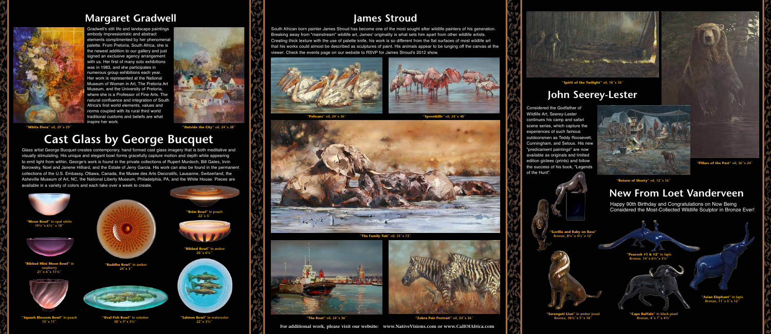## Margaret Gradwell

Gradwell's still life and landscape paintings embody impressionistic and abstract elements complimented by her phenomenal palette. From Pretoria, South Africa, she is the newest addition to our gallery and just signed an exclusive agency arrangement with us. Her first of many solo exhibitions was in 1983, and she participates in numerous group exhibitions each year. Her work is represented at the National Museum of Women in Art, The Pretoria Art Museum, and the University of Pretoria, where she is a Professor of Fine Arts. The natural confluence and integration of South Africa's first world elements, values and norms coupled with its rural third world traditional customs and beliefs are what inspire her work.

"White Flora" oil, 29˝x 39˝

"Outside the City" oil, 24˝x 28˝

# Cast Glass by George Bucquet

Glass artist George Bucquet creates contemporary, hand formed cast glass imagery that is both meditative and visually stimulating. His unique and elegant bowl forms gracefully capture motion and depth while appearing to emit light from within. George's work is found in the private collections of Rupert Murdoch, Bill Gates, Irvin Borowsky, Noel and Janene Hilliard, and the Estate of Jerry Garcia. His work can also be found in the permanent collections of the U.S. Embassy, Ottawa, Canada, the Musee des Arts Decoratifs, Lausanne, Switzerland, the Asheville Museum of Art, NC, the National Liberty Museum, Philadelphia, PA, and the White House. Pieces are available in a variety of colors and each take over a week to create.

"Moon Bowl" in opal white 19½˝x 6½˝ x 10˝

"Ribbed Mini Moon Bowl" in raspberry 21˝x 6˝x 11½˝

"Squash Blossom Bowl" in peach 15˝x 11˝

"Buddha Bowl" in amber 24˝x 3˝

"Oval Fish Bowl" in celedon 30˝x 9˝x 3½˝

"Brim Bowl" in peach 22˝x 5˝

"Ribbed Bowl" in amber 20˝x 6½˝

"Salmon Bowl" in watercolor 22˝x 3½˝

## James Stroud

South African born painter James Stroud has become one of the most sought after wildlife painters of his generation. Breaking away from "mainstream" wildlife art, James' originality is what sets him apart from other wildlife artists. Creating thick texture with the use of palette knife, his work is so different from the flat surfaces of most wildlife art that his works could almost be described as sculptures of paint. His animals appear to be lunging off the canvas at the viewer. Check the events page on our website to RSVP for James Stroud's 2012 show.

"Pelicans" oil, 24˝x 36˝

"Spoonbills" oil, 24˝x 48˝

"The Family Tub" oil, 33˝x 72˝

"The Boat" oil, 24˝x 36˝

"Zebra Pair Portrait" oil, 24˝x 36˝

For additional work, please visit our website: www.NativeVisions.com or www.CallOfAfrica.com

"Spirit of the Twilight" oil, 18˝x 36˝

## John Seerey-Lester

Considered the Godfather of Wildlife Art, Seerey-Lester continues his camp and safari scene series, which capture the experiences of such famous outdoorsmen as Teddy Roosevelt, Cunningham, and Selous. His new "predicament paintings" are now available as originals and limited edition giclees (prints) and follow the success of his book, "Legends of the Hunt".

"Pillars of the Past" oil, 36˝x 24˝

"Return of Shorty" oil, 12˝x 16˝

## New From Loet Vanderveen

Happy 90th Birthday and Congratulations on Now Being Considered the Most-Collected Wildlife Sculptor in Bronze Ever!

"Gorilla and Baby on Base" Bronze, 8½˝x 4½˝x 12˝

"Peacock #1 & #2" in lapis Bronze, 14˝x 6½˝x 3½˝

"Serengeti Lion" in amber jewel Bronze, 10½˝x 5˝x 10˝

"Cape Buffalo" in black pearl Bronze, 4˝x 7˝x 4½˝

"Asian Elephant" in lapis Bronze, 11˝x 5˝x 12˝